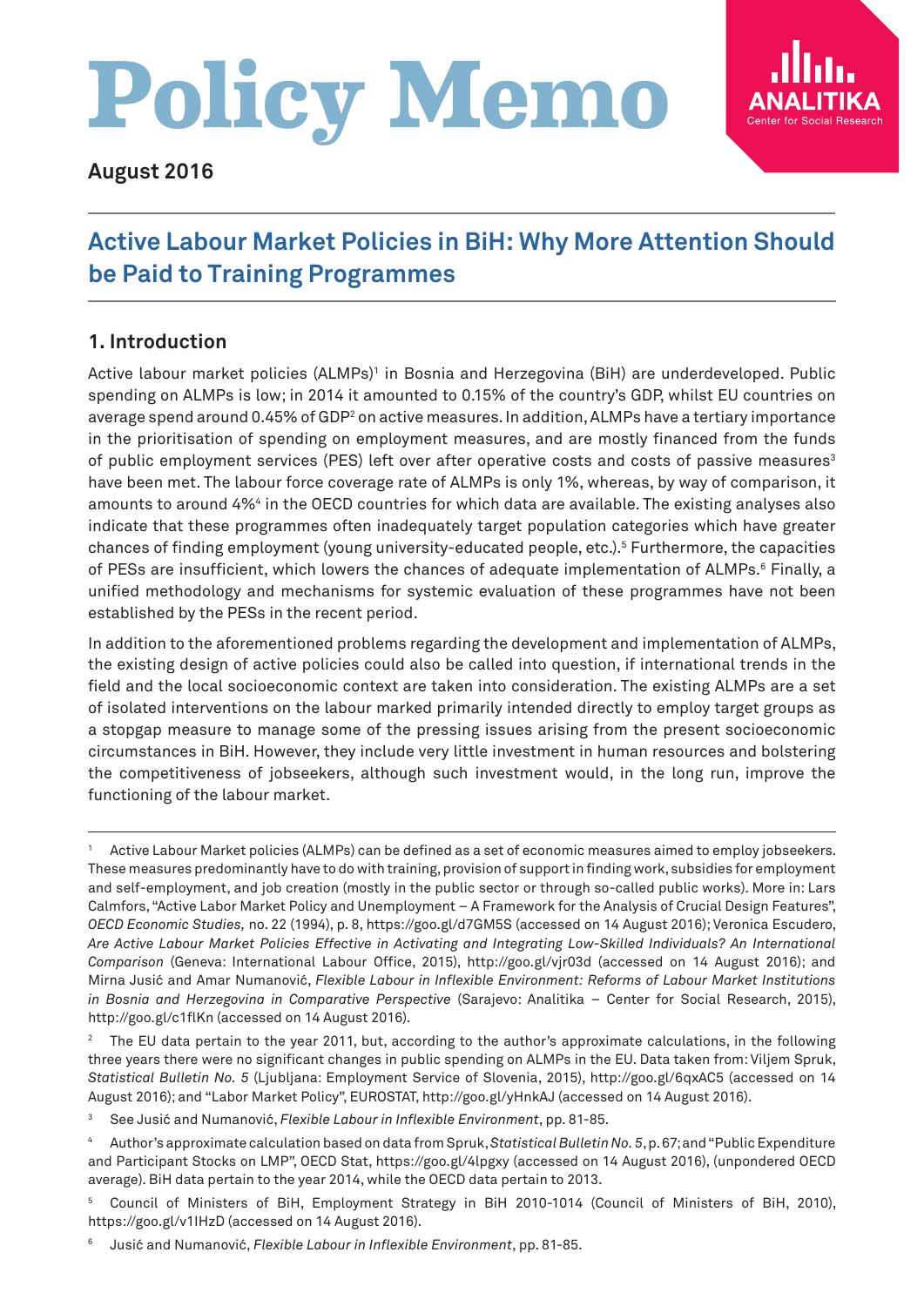# Policy Memo

ANALITIKA
Center for Social Research

**August 2016**

## Active Labour Market Policies in BiH: Why More Attention Should be Paid to Training Programmes

### 1. Introduction

Active labour market policies (ALMPs)[1] in Bosnia and Herzegovina (BiH) are underdeveloped. Public spending on ALMPs is low; in 2014 it amounted to 0.15% of the country's GDP, whilst EU countries on average spend around 0.45% of GDP[2] on active measures. In addition, ALMPs have a tertiary importance in the prioritisation of spending on employment measures, and are mostly financed from the funds of public employment services (PES) left over after operative costs and costs of passive measures[3] have been met. The labour force coverage rate of ALMPs is only 1%, whereas, by way of comparison, it amounts to around 4%[4] in the OECD countries for which data are available. The existing analyses also indicate that these programmes often inadequately target population categories which have greater chances of finding employment (young university-educated people, etc.).[5] Furthermore, the capacities of PESs are insufficient, which lowers the chances of adequate implementation of ALMPs.[6] Finally, a unified methodology and mechanisms for systemic evaluation of these programmes have not been established by the PESs in the recent period.

In addition to the aforementioned problems regarding the development and implementation of ALMPs, the existing design of active policies could also be called into question, if international trends in the field and the local socioeconomic context are taken into consideration. The existing ALMPs are a set of isolated interventions on the labour marked primarily intended directly to employ target groups as a stopgap measure to manage some of the pressing issues arising from the present socioeconomic circumstances in BiH. However, they include very little investment in human resources and bolstering the competitiveness of jobseekers, although such investment would, in the long run, improve the functioning of the labour market.

---

[1] Active Labour Market policies (ALMPs) can be defined as a set of economic measures aimed to employ jobseekers. These measures predominantly have to do with training, provision of support in finding work, subsidies for employment and self-employment, and job creation (mostly in the public sector or through so-called public works). More in: Lars Calmfors, "Active Labor Market Policy and Unemployment – A Framework for the Analysis of Crucial Design Features", *OECD Economic Studies,* no. 22 (1994), p. 8, https://goo.gl/d7GM5S (accessed on 14 August 2016); Veronica Escudero, *Are Active Labour Market Policies Effective in Activating and Integrating Low-Skilled Individuals? An International Comparison* (Geneva: International Labour Office, 2015), http://goo.gl/vjr03d (accessed on 14 August 2016); and Mirna Jusić and Amar Numanović, *Flexible Labour in Inflexible Environment: Reforms of Labour Market Institutions in Bosnia and Herzegovina in Comparative Perspective* (Sarajevo: Analitika – Center for Social Research, 2015), http://goo.gl/c1flKn (accessed on 14 August 2016).

[2] The EU data pertain to the year 2011, but, according to the author's approximate calculations, in the following three years there were no significant changes in public spending on ALMPs in the EU. Data taken from: Viljem Spruk, *Statistical Bulletin No. 5* (Ljubljana: Employment Service of Slovenia, 2015), http://goo.gl/6qxAC5 (accessed on 14 August 2016); and "Labor Market Policy", EUROSTAT, http://goo.gl/yHnkAJ (accessed on 14 August 2016).

[3] See Jusić and Numanović, *Flexible Labour in Inflexible Environment*, pp. 81-85.

[4] Author's approximate calculation based on data from Spruk, *Statistical Bulletin No. 5*, p. 67; and "Public Expenditure and Participant Stocks on LMP", OECD Stat, https://goo.gl/4lpgxy (accessed on 14 August 2016), (unpondered OECD average). BiH data pertain to the year 2014, while the OECD data pertain to 2013.

[5] Council of Ministers of BiH, Employment Strategy in BiH 2010-1014 (Council of Ministers of BiH, 2010), https://goo.gl/v1IHzD (accessed on 14 August 2016).

[6] Jusić and Numanović, *Flexible Labour in Inflexible Environment*, pp. 81-85.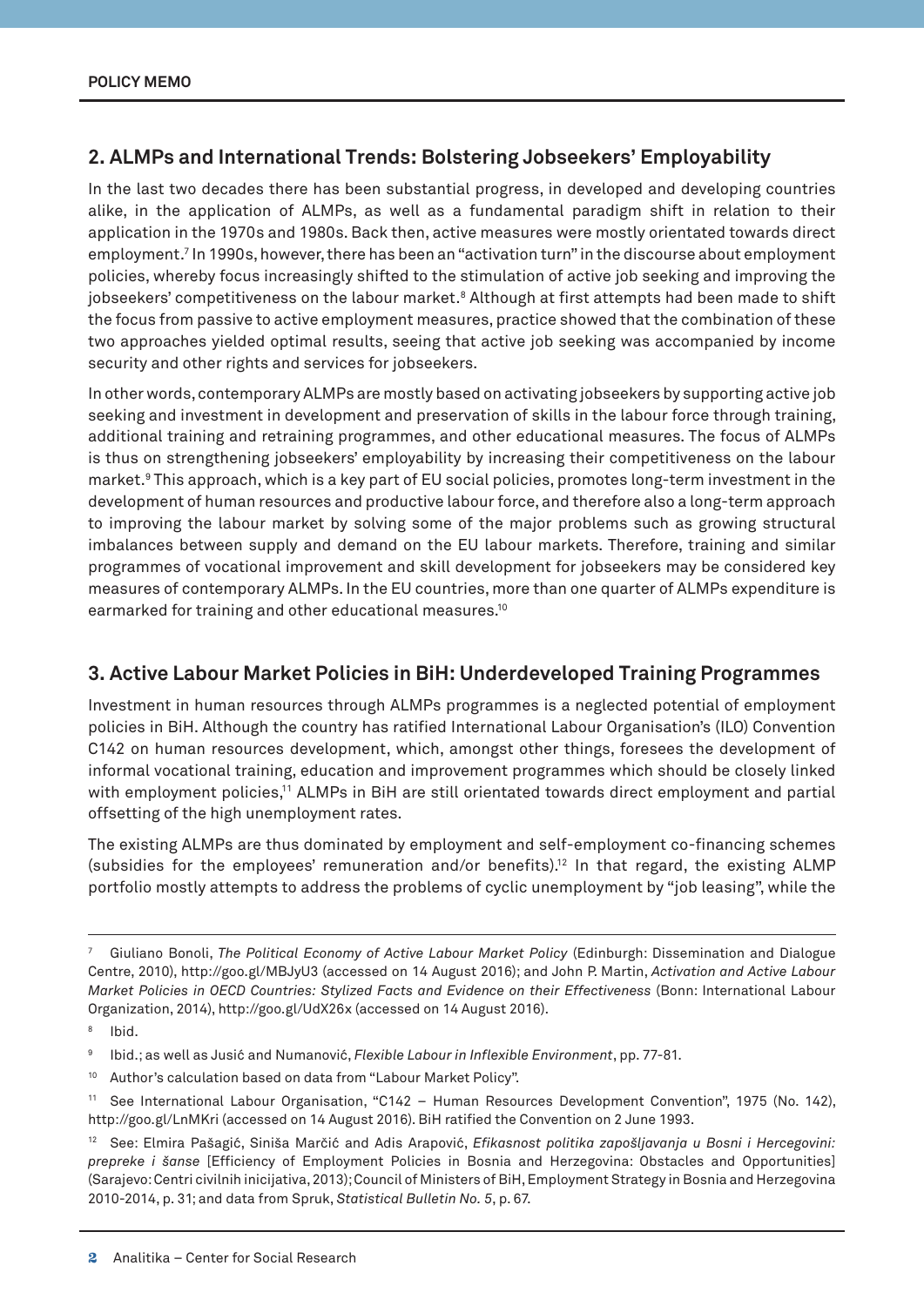## 2. ALMPs and International Trends: Bolstering Jobseekers' Employability

In the last two decades there has been substantial progress, in developed and developing countries alike, in the application of ALMPs, as well as a fundamental paradigm shift in relation to their application in the 1970s and 1980s. Back then, active measures were mostly orientated towards direct employment.[7] In 1990s, however, there has been an "activation turn" in the discourse about employment policies, whereby focus increasingly shifted to the stimulation of active job seeking and improving the jobseekers' competitiveness on the labour market.[8] Although at first attempts had been made to shift the focus from passive to active employment measures, practice showed that the combination of these two approaches yielded optimal results, seeing that active job seeking was accompanied by income security and other rights and services for jobseekers.

In other words, contemporary ALMPs are mostly based on activating jobseekers by supporting active job seeking and investment in development and preservation of skills in the labour force through training, additional training and retraining programmes, and other educational measures. The focus of ALMPs is thus on strengthening jobseekers' employability by increasing their competitiveness on the labour market.[9] This approach, which is a key part of EU social policies, promotes long-term investment in the development of human resources and productive labour force, and therefore also a long-term approach to improving the labour market by solving some of the major problems such as growing structural imbalances between supply and demand on the EU labour markets. Therefore, training and similar programmes of vocational improvement and skill development for jobseekers may be considered key measures of contemporary ALMPs. In the EU countries, more than one quarter of ALMPs expenditure is earmarked for training and other educational measures.[10]

## 3. Active Labour Market Policies in BiH: Underdeveloped Training Programmes

Investment in human resources through ALMPs programmes is a neglected potential of employment policies in BiH. Although the country has ratified International Labour Organisation's (ILO) Convention C142 on human resources development, which, amongst other things, foresees the development of informal vocational training, education and improvement programmes which should be closely linked with employment policies,[11] ALMPs in BiH are still orientated towards direct employment and partial offsetting of the high unemployment rates.

The existing ALMPs are thus dominated by employment and self-employment co-financing schemes (subsidies for the employees' remuneration and/or benefits).[12] In that regard, the existing ALMP portfolio mostly attempts to address the problems of cyclic unemployment by "job leasing", while the

---

[7] Giuliano Bonoli, *The Political Economy of Active Labour Market Policy* (Edinburgh: Dissemination and Dialogue Centre, 2010), http://goo.gl/MBJyU3 (accessed on 14 August 2016); and John P. Martin, *Activation and Active Labour Market Policies in OECD Countries: Stylized Facts and Evidence on their Effectiveness* (Bonn: International Labour Organization, 2014), http://goo.gl/UdX26x (accessed on 14 August 2016).

[8] Ibid.

[9] Ibid.; as well as Jusić and Numanović, *Flexible Labour in Inflexible Environment*, pp. 77-81.

[10] Author's calculation based on data from "Labour Market Policy".

[11] See International Labour Organisation, "C142 – Human Resources Development Convention", 1975 (No. 142), http://goo.gl/LnMKri (accessed on 14 August 2016). BiH ratified the Convention on 2 June 1993.

[12] See: Elmira Pašagić, Siniša Marčić and Adis Arapović, *Efikasnost politika zapošljavanja u Bosni i Hercegovini: prepreke i šanse* [Efficiency of Employment Policies in Bosnia and Herzegovina: Obstacles and Opportunities] (Sarajevo: Centri civilnih inicijativa, 2013); Council of Ministers of BiH, Employment Strategy in Bosnia and Herzegovina 2010-2014, p. 31; and data from Spruk, *Statistical Bulletin No. 5*, p. 67.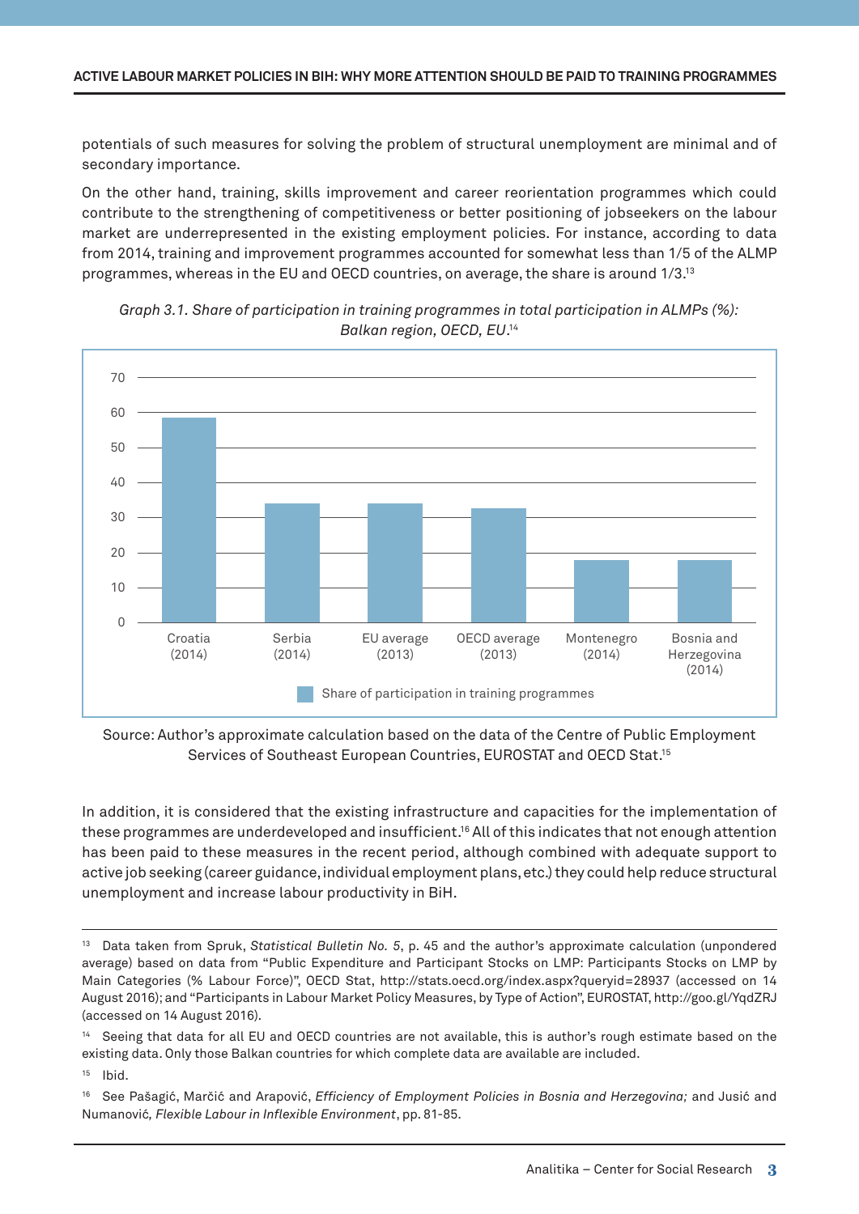potentials of such measures for solving the problem of structural unemployment are minimal and of secondary importance.

On the other hand, training, skills improvement and career reorientation programmes which could contribute to the strengthening of competitiveness or better positioning of jobseekers on the labour market are underrepresented in the existing employment policies. For instance, according to data from 2014, training and improvement programmes accounted for somewhat less than 1/5 of the ALMP programmes, whereas in the EU and OECD countries, on average, the share is around 1/3.[13]

*Graph 3.1. Share of participation in training programmes in total participation in ALMPs (%): Balkan region, OECD, EU*.[14]

70
60
50
40
30
20
10
0

Croatia (2014)
Serbia (2014)
EU average (2013)
OECD average (2013)
Montenegro (2014)
Bosnia and Herzegovina (2014)

Share of participation in training programmes

Source: Author's approximate calculation based on the data of the Centre of Public Employment Services of Southeast European Countries, EUROSTAT and OECD Stat.[15]

In addition, it is considered that the existing infrastructure and capacities for the implementation of these programmes are underdeveloped and insufficient.[16] All of this indicates that not enough attention has been paid to these measures in the recent period, although combined with adequate support to active job seeking (career guidance, individual employment plans, etc.) they could help reduce structural unemployment and increase labour productivity in BiH.

---

[13] Data taken from Spruk, *Statistical Bulletin No. 5*, p. 45 and the author's approximate calculation (unpondered average) based on data from "Public Expenditure and Participant Stocks on LMP: Participants Stocks on LMP by Main Categories (% Labour Force)", OECD Stat, http://stats.oecd.org/index.aspx?queryid=28937 (accessed on 14 August 2016); and "Participants in Labour Market Policy Measures, by Type of Action", EUROSTAT, http://goo.gl/YqdZRJ (accessed on 14 August 2016).

[14] Seeing that data for all EU and OECD countries are not available, this is author's rough estimate based on the existing data. Only those Balkan countries for which complete data are available are included.

[15] Ibid.

[16] See Pašagić, Marčić and Arapović, *Efficiency of Employment Policies in Bosnia and Herzegovina;* and Jusić and Numanović*, Flexible Labour in Inflexible Environment*, pp. 81-85.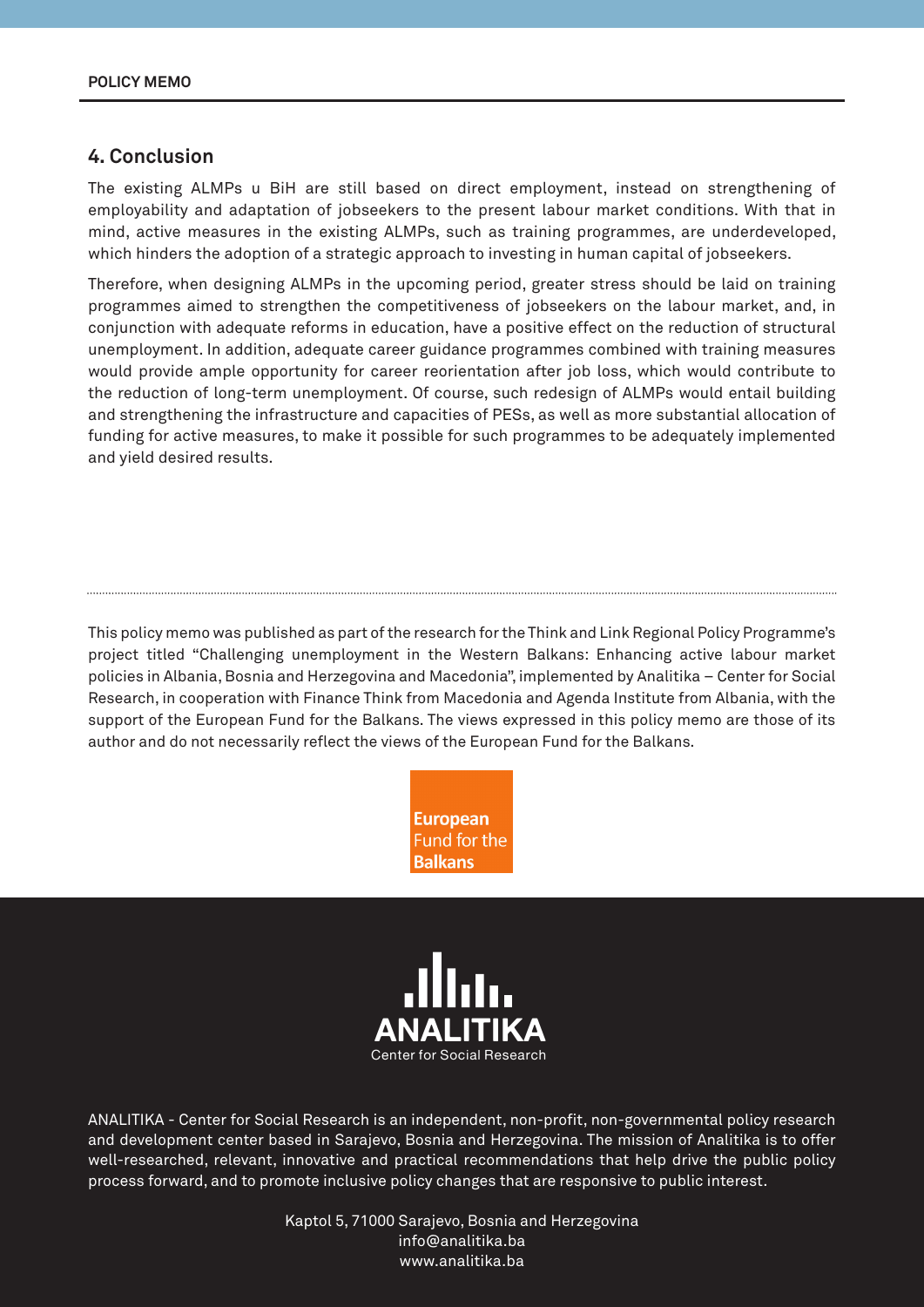## 4. Conclusion

The existing ALMPs u BiH are still based on direct employment, instead on strengthening of employability and adaptation of jobseekers to the present labour market conditions. With that in mind, active measures in the existing ALMPs, such as training programmes, are underdeveloped, which hinders the adoption of a strategic approach to investing in human capital of jobseekers.

Therefore, when designing ALMPs in the upcoming period, greater stress should be laid on training programmes aimed to strengthen the competitiveness of jobseekers on the labour market, and, in conjunction with adequate reforms in education, have a positive effect on the reduction of structural unemployment. In addition, adequate career guidance programmes combined with training measures would provide ample opportunity for career reorientation after job loss, which would contribute to the reduction of long-term unemployment. Of course, such redesign of ALMPs would entail building and strengthening the infrastructure and capacities of PESs, as well as more substantial allocation of funding for active measures, to make it possible for such programmes to be adequately implemented and yield desired results.

---

This policy memo was published as part of the research for the Think and Link Regional Policy Programme's project titled "Challenging unemployment in the Western Balkans: Enhancing active labour market policies in Albania, Bosnia and Herzegovina and Macedonia", implemented by Analitika – Center for Social Research, in cooperation with Finance Think from Macedonia and Agenda Institute from Albania, with the support of the European Fund for the Balkans. The views expressed in this policy memo are those of its author and do not necessarily reflect the views of the European Fund for the Balkans.

European Fund for the Balkans

ANALITIKA
Center for Social Research

ANALITIKA - Center for Social Research is an independent, non-profit, non-governmental policy research and development center based in Sarajevo, Bosnia and Herzegovina. The mission of Analitika is to offer well-researched, relevant, innovative and practical recommendations that help drive the public policy process forward, and to promote inclusive policy changes that are responsive to public interest.

Kaptol 5, 71000 Sarajevo, Bosnia and Herzegovina
info@analitika.ba
www.analitika.ba